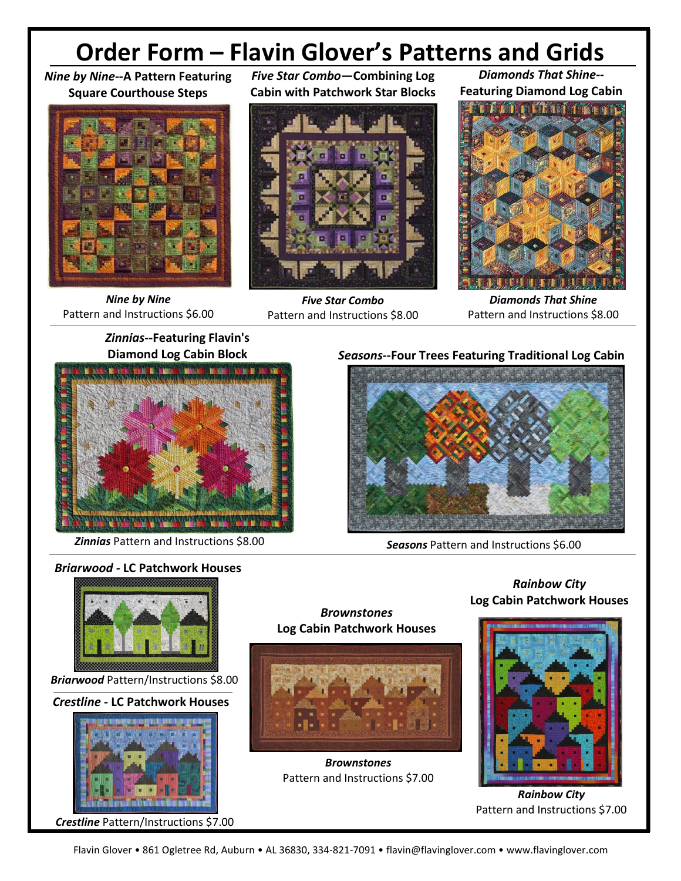# Order Form – Flavin Glover's Patterns and Grids

***Nine by Nine*--A Pattern Featuring Square Courthouse Steps**

***Nine by Nine***
Pattern and Instructions $6.00

***Five Star Combo*—Combining Log Cabin with Patchwork Star Blocks**

***Five Star Combo***
Pattern and Instructions $8.00

***Diamonds That Shine*--Featuring Diamond Log Cabin**

***Diamonds That Shine***
Pattern and Instructions $8.00

***Zinnias*--Featuring Flavin's Diamond Log Cabin Block**

***Zinnias*** Pattern and Instructions $8.00

***Seasons*--Four Trees Featuring Traditional Log Cabin**

***Seasons*** Pattern and Instructions $6.00

***Briarwood* - LC Patchwork Houses**

***Briarwood*** Pattern/Instructions $8.00

***Crestline* - LC Patchwork Houses**

***Crestline*** Pattern/Instructions $7.00

***Brownstones* Log Cabin Patchwork Houses**

***Brownstones***
Pattern and Instructions $7.00

***Rainbow City* Log Cabin Patchwork Houses**

***Rainbow City***
Pattern and Instructions $7.00

Flavin Glover • 861 Ogletree Rd, Auburn • AL 36830, 334-821-7091 • flavin@flavinglover.com • www.flavinglover.com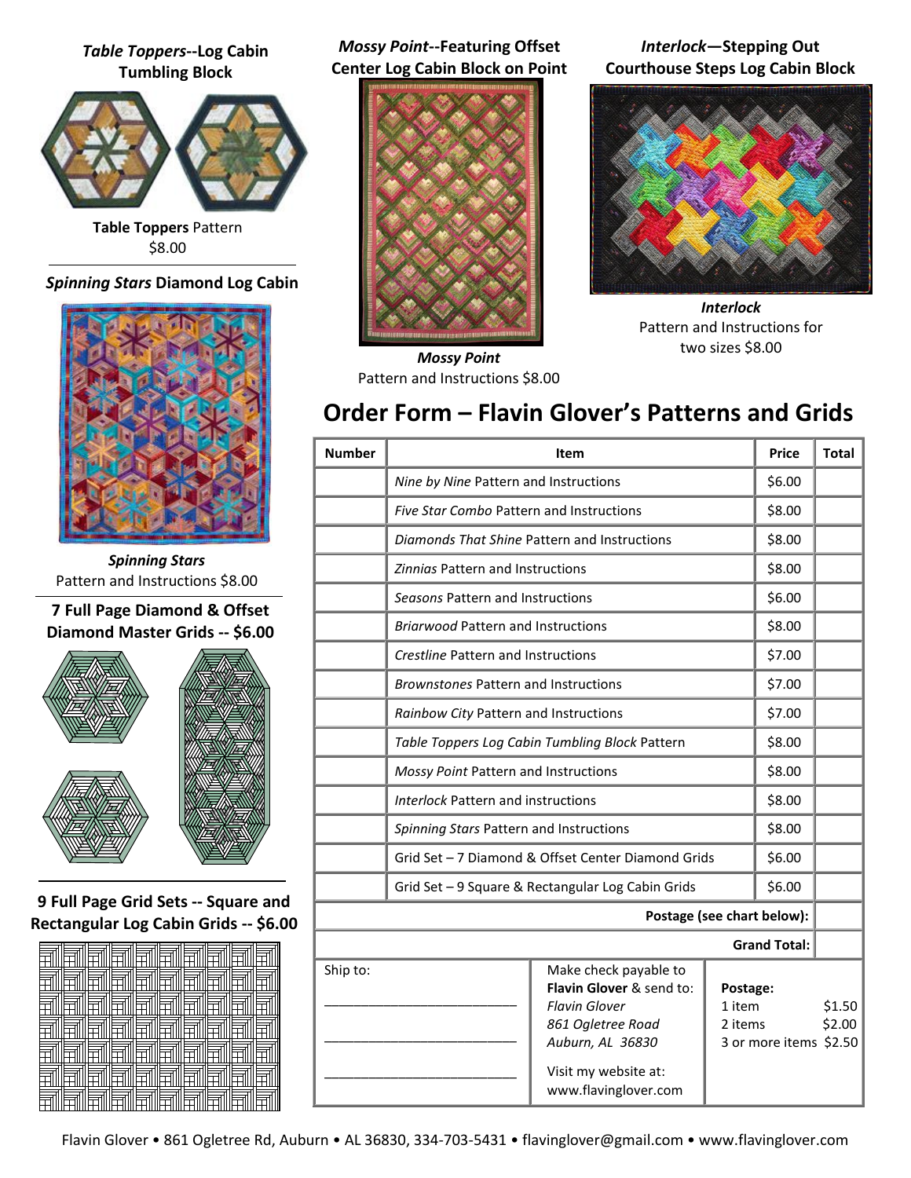### *Table Toppers*--Log Cabin Tumbling Block

**Table Toppers** Pattern
$8.00

### *Spinning Stars* Diamond Log Cabin

***Spinning Stars***
Pattern and Instructions $8.00

### 7 Full Page Diamond & Offset Diamond Master Grids -- $6.00

### 9 Full Page Grid Sets -- Square and Rectangular Log Cabin Grids -- $6.00

### *Mossy Point*--Featuring Offset Center Log Cabin Block on Point

***Mossy Point***
Pattern and Instructions $8.00

### *Interlock*—Stepping Out Courthouse Steps Log Cabin Block

***Interlock***
Pattern and Instructions for two sizes $8.00

## Order Form – Flavin Glover's Patterns and Grids

| Number | Item | Price | Total |
|---|---|---|---|
| | *Nine by Nine* Pattern and Instructions | $6.00 | |
| | *Five Star Combo* Pattern and Instructions | $8.00 | |
| | *Diamonds That Shine* Pattern and Instructions | $8.00 | |
| | *Zinnias* Pattern and Instructions | $8.00 | |
| | *Seasons* Pattern and Instructions | $6.00 | |
| | *Briarwood* Pattern and Instructions | $8.00 | |
| | *Crestline* Pattern and Instructions | $7.00 | |
| | *Brownstones* Pattern and Instructions | $7.00 | |
| | *Rainbow City* Pattern and Instructions | $7.00 | |
| | *Table Toppers Log Cabin Tumbling Block* Pattern | $8.00 | |
| | *Mossy Point* Pattern and Instructions | $8.00 | |
| | *Interlock* Pattern and instructions | $8.00 | |
| | *Spinning Stars* Pattern and Instructions | $8.00 | |
| | Grid Set – 7 Diamond & Offset Center Diamond Grids | $6.00 | |
| | Grid Set – 9 Square & Rectangular Log Cabin Grids | $6.00 | |
| | | **Postage (see chart below):** | |
| | | **Grand Total:** | |

Ship to:

\_\_\_\_\_\_\_\_\_\_\_\_\_\_\_\_\_\_\_\_\_\_\_\_\_\_

\_\_\_\_\_\_\_\_\_\_\_\_\_\_\_\_\_\_\_\_\_\_\_\_\_\_

\_\_\_\_\_\_\_\_\_\_\_\_\_\_\_\_\_\_\_\_\_\_\_\_\_\_

Make check payable to **Flavin Glover** & send to:
*Flavin Glover*
*861 Ogletree Road*
*Auburn, AL 36830*

Visit my website at:
www.flavinglover.com

**Postage:**
1 item $1.50
2 items $2.00
3 or more items $2.50

Flavin Glover • 861 Ogletree Rd, Auburn • AL 36830, 334-703-5431 • flavinglover@gmail.com • www.flavinglover.com